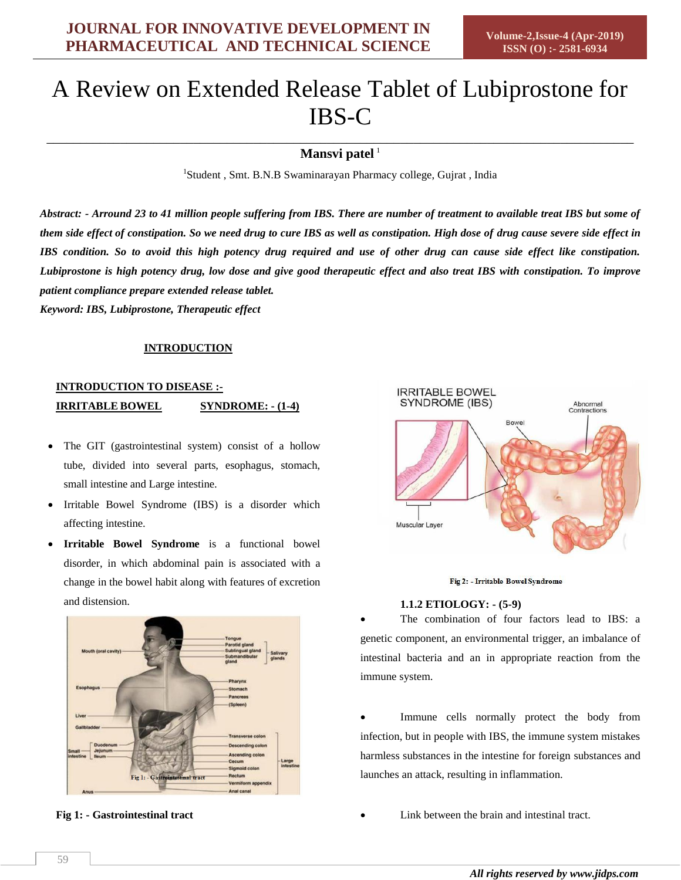# A Review on Extended Release Tablet of Lubiprostone for IBS-C

**Mansvi patel** [1]

[1]Student , Smt. B.N.B Swaminarayan Pharmacy college, Gujrat , India

***Abstract: - Arround 23 to 41 million people suffering from IBS. There are number of treatment to available treat IBS but some of them side effect of constipation. So we need drug to cure IBS as well as constipation. High dose of drug cause severe side effect in IBS condition. So to avoid this high potency drug required and use of other drug can cause side effect like constipation. Lubiprostone is high potency drug, low dose and give good therapeutic effect and also treat IBS with constipation. To improve patient compliance prepare extended release tablet.***

***Keyword: IBS, Lubiprostone, Therapeutic effect***

## INTRODUCTION

### INTRODUCTION TO DISEASE :-

### IRRITABLE BOWEL SYNDROME: - (1-4)

- The GIT (gastrointestinal system) consist of a hollow tube, divided into several parts, esophagus, stomach, small intestine and Large intestine.
- Irritable Bowel Syndrome (IBS) is a disorder which affecting intestine.
- **Irritable Bowel Syndrome** is a functional bowel disorder, in which abdominal pain is associated with a change in the bowel habit along with features of excretion and distension.

**Fig 1: - Gastrointestinal tract**

**Fig 2: - Irritable Bowel Syndrome**

### 1.1.2 ETIOLOGY: - (5-9)

- The combination of four factors lead to IBS: a genetic component, an environmental trigger, an imbalance of intestinal bacteria and an in appropriate reaction from the immune system.
- Immune cells normally protect the body from infection, but in people with IBS, the immune system mistakes harmless substances in the intestine for foreign substances and launches an attack, resulting in inflammation.
- Link between the brain and intestinal tract.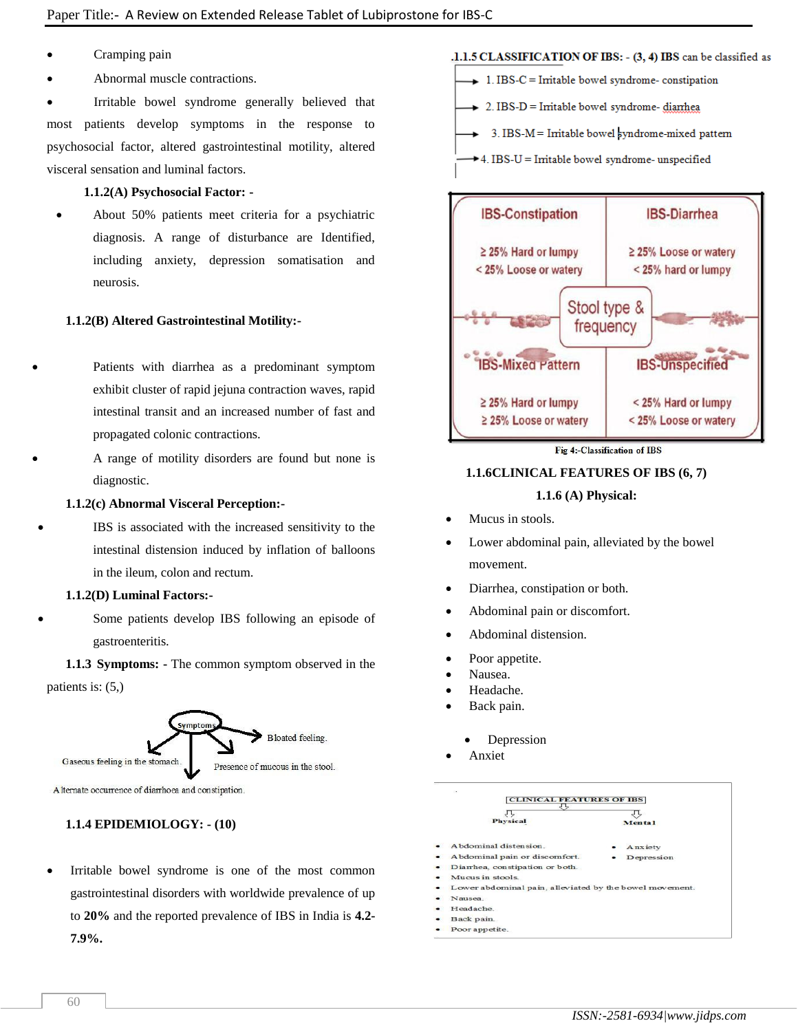- Cramping pain
- Abnormal muscle contractions.
- Irritable bowel syndrome generally believed that most patients develop symptoms in the response to psychosocial factor, altered gastrointestinal motility, altered visceral sensation and luminal factors.

**1.1.2(A) Psychosocial Factor: -**

- About 50% patients meet criteria for a psychiatric diagnosis. A range of disturbance are Identified, including anxiety, depression somatisation and neurosis.

**1.1.2(B) Altered Gastrointestinal Motility:-**

- Patients with diarrhea as a predominant symptom exhibit cluster of rapid jejuna contraction waves, rapid intestinal transit and an increased number of fast and propagated colonic contractions.
- A range of motility disorders are found but none is diagnostic.

**1.1.2(c) Abnormal Visceral Perception:-**

- IBS is associated with the increased sensitivity to the intestinal distension induced by inflation of balloons in the ileum, colon and rectum.

**1.1.2(D) Luminal Factors:-**

- Some patients develop IBS following an episode of gastroenteritis.

**1.1.3 Symptoms:** - The common symptom observed in the patients is: (5,)

Symptoms: Bloated feeling. Gaseous feeling in the stomach. Presence of mucous in the stool. Alternate occurrence of diarrhoea and constipation.

**1.1.4 EPIDEMIOLOGY: - (10)**

- Irritable bowel syndrome is one of the most common gastrointestinal disorders with worldwide prevalence of up to **20%** and the reported prevalence of IBS in India is **4.2-7.9%.**

**.1.1.5 CLASSIFICATION OF IBS: - (3, 4) IBS** can be classified as

1. IBS-C = Irritable bowel syndrome- constipation
2. IBS-D = Irritable bowel syndrome- diarrhea
3. IBS-M = Irritable bowel syndrome-mixed pattern
4. IBS-U = Irritable bowel syndrome- unspecified

| IBS-Constipation | IBS-Diarrhea |
|---|---|
| ≥ 25% Hard or lumpy<br>< 25% Loose or watery | ≥ 25% Loose or watery<br>< 25% hard or lumpy |
| **IBS-Mixed Pattern** | **IBS-Unspecified** |
| ≥ 25% Hard or lumpy<br>≥ 25% Loose or watery | < 25% Hard or lumpy<br>< 25% Loose or watery |

(Centre: Stool type & frequency)

Fig 4:-Classification of IBS

**1.1.6CLINICAL FEATURES OF IBS (6, 7)**

**1.1.6 (A) Physical:**

- Mucus in stools.
- Lower abdominal pain, alleviated by the bowel movement.
- Diarrhea, constipation or both.
- Abdominal pain or discomfort.
- Abdominal distension.
- Poor appetite.
- Nausea.
- Headache.
- Back pain.
  - Depression
- Anxiet

CLINICAL FEATURES OF IBS

Physical:
- Abdominal distension.
- Abdominal pain or discomfort.
- Diarrhea, constipation or both.
- Mucus in stools.
- Lower abdominal pain, alleviated by the bowel movement.
- Nausea.
- Headache.
- Back pain.
- Poor appetite.

Mental:
- Anxiety
- Depression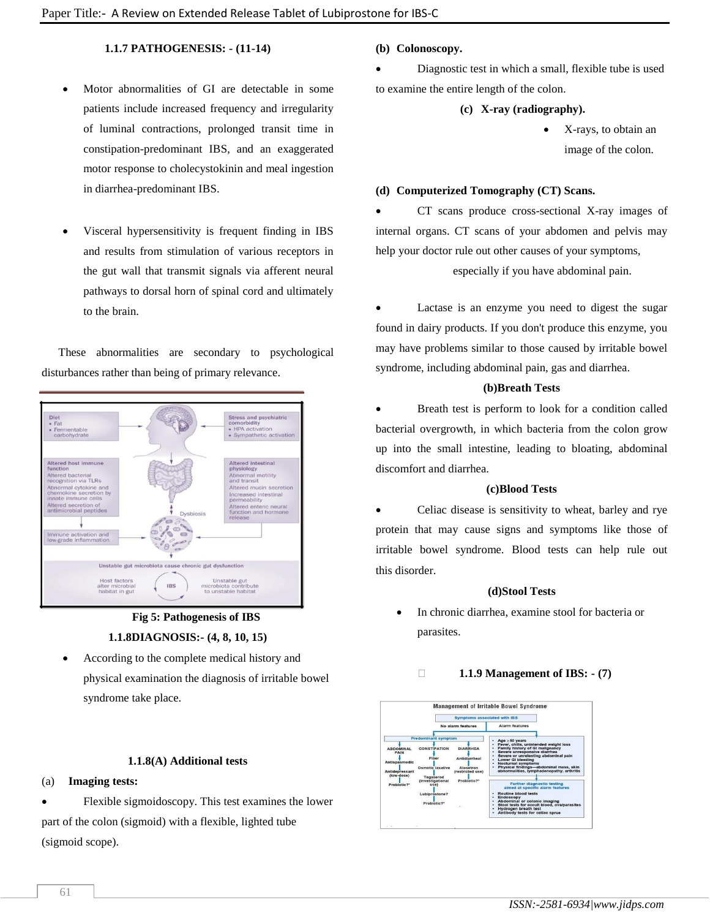### 1.1.7 PATHOGENESIS: - (11-14)

- Motor abnormalities of GI are detectable in some patients include increased frequency and irregularity of luminal contractions, prolonged transit time in constipation-predominant IBS, and an exaggerated motor response to cholecystokinin and meal ingestion in diarrhea-predominant IBS.

- Visceral hypersensitivity is frequent finding in IBS and results from stimulation of various receptors in the gut wall that transmit signals via afferent neural pathways to dorsal horn of spinal cord and ultimately to the brain.

These abnormalities are secondary to psychological disturbances rather than being of primary relevance.

**Fig 5: Pathogenesis of IBS**

### 1.1.8DIAGNOSIS:- (4, 8, 10, 15)

- According to the complete medical history and physical examination the diagnosis of irritable bowel syndrome take place.

#### 1.1.8(A) Additional tests

(a) **Imaging tests:**

- Flexible sigmoidoscopy. This test examines the lower part of the colon (sigmoid) with a flexible, lighted tube (sigmoid scope).

**(b) Colonoscopy.**

- Diagnostic test in which a small, flexible tube is used to examine the entire length of the colon.

**(c) X-ray (radiography).**

- X-rays, to obtain an image of the colon.

**(d) Computerized Tomography (CT) Scans.**

- CT scans produce cross-sectional X-ray images of internal organs. CT scans of your abdomen and pelvis may help your doctor rule out other causes of your symptoms, especially if you have abdominal pain.

- Lactase is an enzyme you need to digest the sugar found in dairy products. If you don't produce this enzyme, you may have problems similar to those caused by irritable bowel syndrome, including abdominal pain, gas and diarrhea.

**(b)Breath Tests**

- Breath test is perform to look for a condition called bacterial overgrowth, in which bacteria from the colon grow up into the small intestine, leading to bloating, abdominal discomfort and diarrhea.

**(c)Blood Tests**

- Celiac disease is sensitivity to wheat, barley and rye protein that may cause signs and symptoms like those of irritable bowel syndrome. Blood tests can help rule out this disorder.

**(d)Stool Tests**

- In chronic diarrhea, examine stool for bacteria or parasites.

### 1.1.9 Management of IBS: - (7)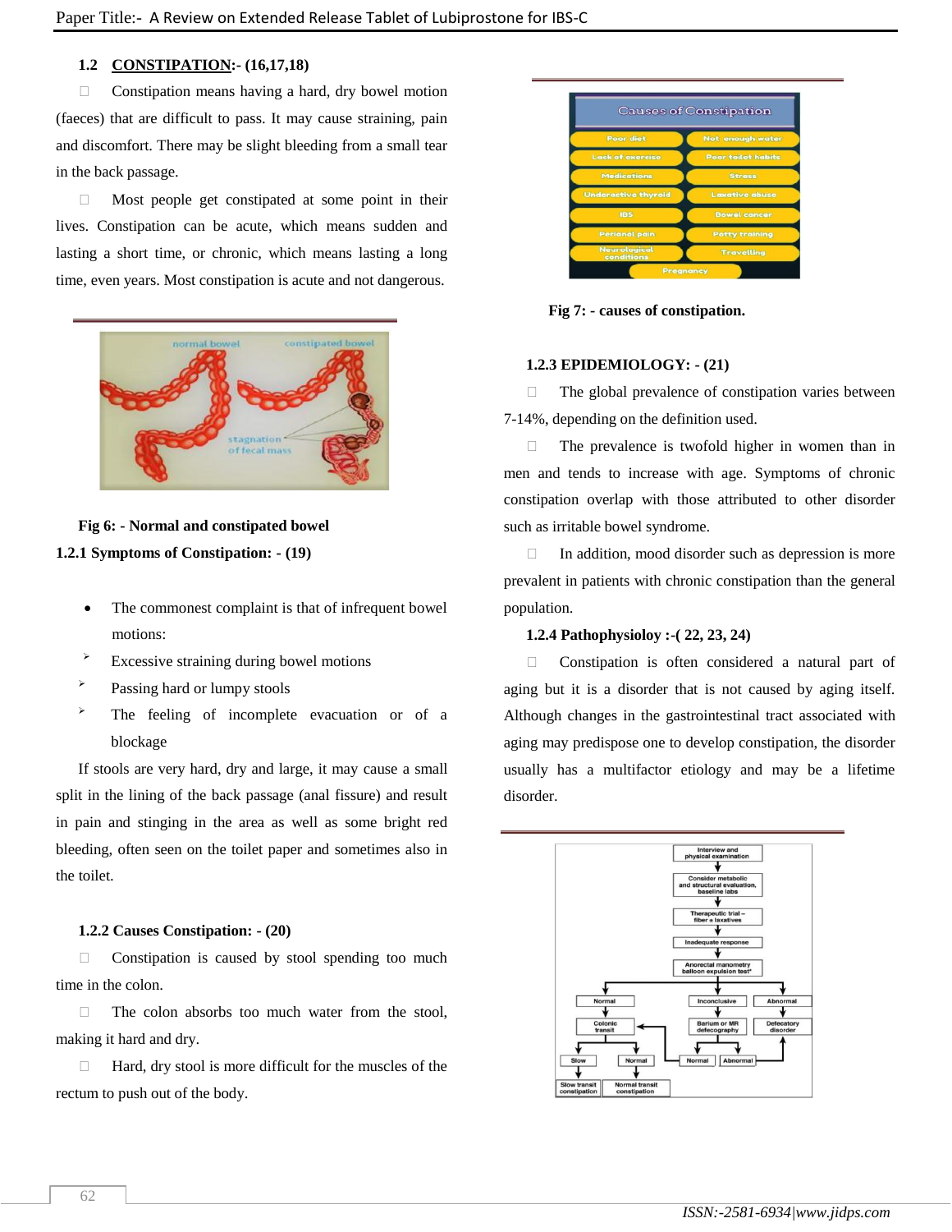## 1.2 CONSTIPATION:- (16,17,18)

- Constipation means having a hard, dry bowel motion (faeces) that are difficult to pass. It may cause straining, pain and discomfort. There may be slight bleeding from a small tear in the back passage.
- Most people get constipated at some point in their lives. Constipation can be acute, which means sudden and lasting a short time, or chronic, which means lasting a long time, even years. Most constipation is acute and not dangerous.

**Fig 6: - Normal and constipated bowel**

### 1.2.1 Symptoms of Constipation: - (19)

- The commonest complaint is that of infrequent bowel motions:
  - Excessive straining during bowel motions
  - Passing hard or lumpy stools
  - The feeling of incomplete evacuation or of a blockage

If stools are very hard, dry and large, it may cause a small split in the lining of the back passage (anal fissure) and result in pain and stinging in the area as well as some bright red bleeding, often seen on the toilet paper and sometimes also in the toilet.

### 1.2.2 Causes Constipation: - (20)

- Constipation is caused by stool spending too much time in the colon.
- The colon absorbs too much water from the stool, making it hard and dry.
- Hard, dry stool is more difficult for the muscles of the rectum to push out of the body.

**Fig 7: - causes of constipation.**

### 1.2.3 EPIDEMIOLOGY: - (21)

- The global prevalence of constipation varies between 7-14%, depending on the definition used.
- The prevalence is twofold higher in women than in men and tends to increase with age. Symptoms of chronic constipation overlap with those attributed to other disorder such as irritable bowel syndrome.
- In addition, mood disorder such as depression is more prevalent in patients with chronic constipation than the general population.

### 1.2.4 Pathophysioloy :-( 22, 23, 24)

- Constipation is often considered a natural part of aging but it is a disorder that is not caused by aging itself. Although changes in the gastrointestinal tract associated with aging may predispose one to develop constipation, the disorder usually has a multifactor etiology and may be a lifetime disorder.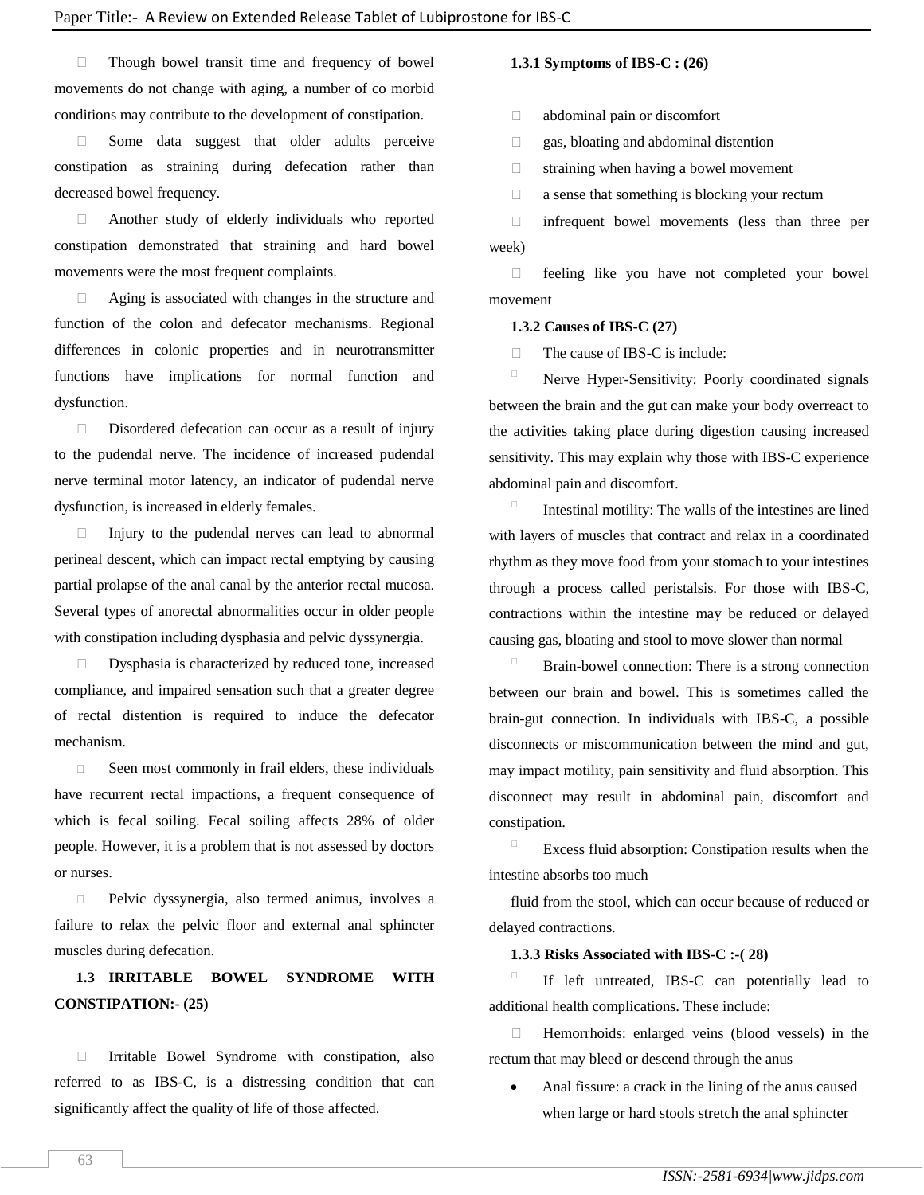- Though bowel transit time and frequency of bowel movements do not change with aging, a number of co morbid conditions may contribute to the development of constipation.
- Some data suggest that older adults perceive constipation as straining during defecation rather than decreased bowel frequency.
- Another study of elderly individuals who reported constipation demonstrated that straining and hard bowel movements were the most frequent complaints.
- Aging is associated with changes in the structure and function of the colon and defecator mechanisms. Regional differences in colonic properties and in neurotransmitter functions have implications for normal function and dysfunction.
- Disordered defecation can occur as a result of injury to the pudendal nerve. The incidence of increased pudendal nerve terminal motor latency, an indicator of pudendal nerve dysfunction, is increased in elderly females.
- Injury to the pudendal nerves can lead to abnormal perineal descent, which can impact rectal emptying by causing partial prolapse of the anal canal by the anterior rectal mucosa. Several types of anorectal abnormalities occur in older people with constipation including dysphasia and pelvic dyssynergia.
- Dysphasia is characterized by reduced tone, increased compliance, and impaired sensation such that a greater degree of rectal distention is required to induce the defecator mechanism.
- Seen most commonly in frail elders, these individuals have recurrent rectal impactions, a frequent consequence of which is fecal soiling. Fecal soiling affects 28% of older people. However, it is a problem that is not assessed by doctors or nurses.
- Pelvic dyssynergia, also termed animus, involves a failure to relax the pelvic floor and external anal sphincter muscles during defecation.

## 1.3 IRRITABLE BOWEL SYNDROME WITH CONSTIPATION:- (25)

- Irritable Bowel Syndrome with constipation, also referred to as IBS-C, is a distressing condition that can significantly affect the quality of life of those affected.

### 1.3.1 Symptoms of IBS-C : (26)

- abdominal pain or discomfort
- gas, bloating and abdominal distention
- straining when having a bowel movement
- a sense that something is blocking your rectum
- infrequent bowel movements (less than three per week)
- feeling like you have not completed your bowel movement

### 1.3.2 Causes of IBS-C (27)

- The cause of IBS-C is include:
- Nerve Hyper-Sensitivity: Poorly coordinated signals between the brain and the gut can make your body overreact to the activities taking place during digestion causing increased sensitivity. This may explain why those with IBS-C experience abdominal pain and discomfort.
- Intestinal motility: The walls of the intestines are lined with layers of muscles that contract and relax in a coordinated rhythm as they move food from your stomach to your intestines through a process called peristalsis. For those with IBS-C, contractions within the intestine may be reduced or delayed causing gas, bloating and stool to move slower than normal
- Brain-bowel connection: There is a strong connection between our brain and bowel. This is sometimes called the brain-gut connection. In individuals with IBS-C, a possible disconnects or miscommunication between the mind and gut, may impact motility, pain sensitivity and fluid absorption. This disconnect may result in abdominal pain, discomfort and constipation.
- Excess fluid absorption: Constipation results when the intestine absorbs too much fluid from the stool, which can occur because of reduced or delayed contractions.

### 1.3.3 Risks Associated with IBS-C :-( 28)

- If left untreated, IBS-C can potentially lead to additional health complications. These include:
- Hemorrhoids: enlarged veins (blood vessels) in the rectum that may bleed or descend through the anus
- Anal fissure: a crack in the lining of the anus caused when large or hard stools stretch the anal sphincter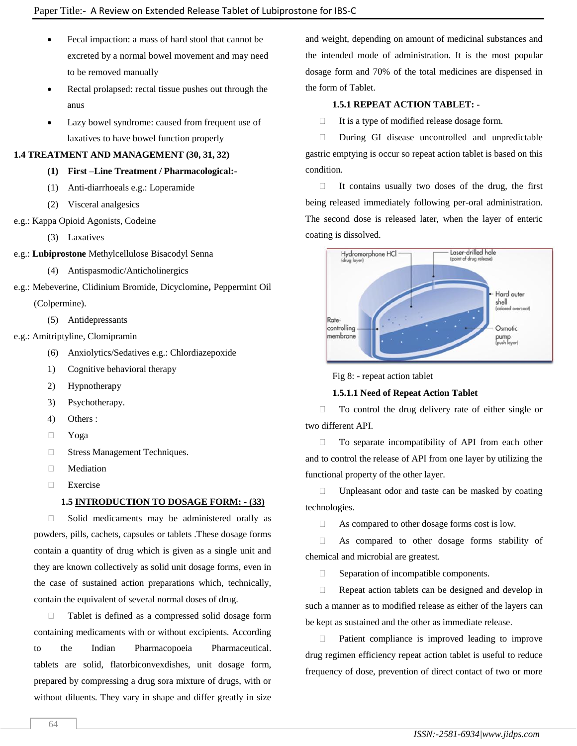- Fecal impaction: a mass of hard stool that cannot be excreted by a normal bowel movement and may need to be removed manually
- Rectal prolapsed: rectal tissue pushes out through the anus
- Lazy bowel syndrome: caused from frequent use of laxatives to have bowel function properly

## 1.4 TREATMENT AND MANAGEMENT (30, 31, 32)

**(1) First –Line Treatment / Pharmacological:-**

(1) Anti-diarrhoeals e.g.: Loperamide

(2) Visceral analgesics

e.g.: Kappa Opioid Agonists, Codeine

(3) Laxatives

e.g.: **Lubiprostone** Methylcellulose Bisacodyl Senna

(4) Antispasmodic/Anticholinergics

e.g.: Mebeverine, Clidinium Bromide, Dicyclomine**,** Peppermint Oil (Colpermine).

(5) Antidepressants

e.g.: Amitriptyline, Clomipramin

(6) Anxiolytics/Sedatives e.g.: Chlordiazepoxide

1) Cognitive behavioral therapy
2) Hypnotherapy
3) Psychotherapy.
4) Others :

- Yoga
- Stress Management Techniques.
- Mediation
- Exercise

## 1.5 INTRODUCTION TO DOSAGE FORM: - (33)

- Solid medicaments may be administered orally as powders, pills, cachets, capsules or tablets .These dosage forms contain a quantity of drug which is given as a single unit and they are known collectively as solid unit dosage forms, even in the case of sustained action preparations which, technically, contain the equivalent of several normal doses of drug.

- Tablet is defined as a compressed solid dosage form containing medicaments with or without excipients. According to the Indian Pharmacopoeia Pharmaceutical. tablets are solid, flatorbiconvexdishes, unit dosage form, prepared by compressing a drug sora mixture of drugs, with or without diluents. They vary in shape and differ greatly in size and weight, depending on amount of medicinal substances and the intended mode of administration. It is the most popular dosage form and 70% of the total medicines are dispensed in the form of Tablet.

### 1.5.1 REPEAT ACTION TABLET: -

- It is a type of modified release dosage form.
- During GI disease uncontrolled and unpredictable gastric emptying is occur so repeat action tablet is based on this condition.
- It contains usually two doses of the drug, the first being released immediately following per-oral administration. The second dose is released later, when the layer of enteric coating is dissolved.

Fig 8: - repeat action tablet

#### 1.5.1.1 Need of Repeat Action Tablet

- To control the drug delivery rate of either single or two different API.
- To separate incompatibility of API from each other and to control the release of API from one layer by utilizing the functional property of the other layer.
- Unpleasant odor and taste can be masked by coating technologies.
- As compared to other dosage forms cost is low.
- As compared to other dosage forms stability of chemical and microbial are greatest.
- Separation of incompatible components.
- Repeat action tablets can be designed and develop in such a manner as to modified release as either of the layers can be kept as sustained and the other as immediate release.
- Patient compliance is improved leading to improve drug regimen efficiency repeat action tablet is useful to reduce frequency of dose, prevention of direct contact of two or more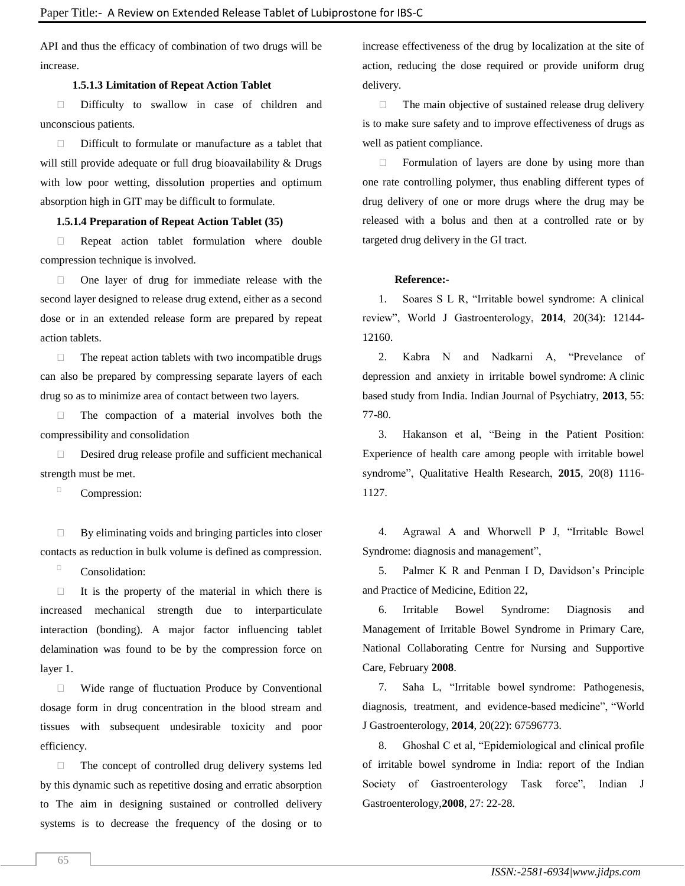API and thus the efficacy of combination of two drugs will be increase.

#### 1.5.1.3 Limitation of Repeat Action Tablet

- Difficulty to swallow in case of children and unconscious patients.
- Difficult to formulate or manufacture as a tablet that will still provide adequate or full drug bioavailability & Drugs with low poor wetting, dissolution properties and optimum absorption high in GIT may be difficult to formulate.

#### 1.5.1.4 Preparation of Repeat Action Tablet (35)

- Repeat action tablet formulation where double compression technique is involved.
- One layer of drug for immediate release with the second layer designed to release drug extend, either as a second dose or in an extended release form are prepared by repeat action tablets.
- The repeat action tablets with two incompatible drugs can also be prepared by compressing separate layers of each drug so as to minimize area of contact between two layers.
- The compaction of a material involves both the compressibility and consolidation
- Desired drug release profile and sufficient mechanical strength must be met.
- Compression:

- By eliminating voids and bringing particles into closer contacts as reduction in bulk volume is defined as compression.
- Consolidation:
- It is the property of the material in which there is increased mechanical strength due to interparticulate interaction (bonding). A major factor influencing tablet delamination was found to be by the compression force on layer 1.
- Wide range of fluctuation Produce by Conventional dosage form in drug concentration in the blood stream and tissues with subsequent undesirable toxicity and poor efficiency.
- The concept of controlled drug delivery systems led by this dynamic such as repetitive dosing and erratic absorption to The aim in designing sustained or controlled delivery systems is to decrease the frequency of the dosing or to increase effectiveness of the drug by localization at the site of action, reducing the dose required or provide uniform drug delivery.
- The main objective of sustained release drug delivery is to make sure safety and to improve effectiveness of drugs as well as patient compliance.
- Formulation of layers are done by using more than one rate controlling polymer, thus enabling different types of drug delivery of one or more drugs where the drug may be released with a bolus and then at a controlled rate or by targeted drug delivery in the GI tract.

**Reference:-**

1. Soares S L R, "Irritable bowel syndrome: A clinical review", World J Gastroenterology, **2014**, 20(34): 12144-12160.
2. Kabra N and Nadkarni A, "Prevelance of depression and anxiety in irritable bowel syndrome: A clinic based study from India. Indian Journal of Psychiatry, **2013**, 55: 77-80.
3. Hakanson et al, "Being in the Patient Position: Experience of health care among people with irritable bowel syndrome", Qualitative Health Research, **2015**, 20(8) 1116-1127.
4. Agrawal A and Whorwell P J, "Irritable Bowel Syndrome: diagnosis and management",
5. Palmer K R and Penman I D, Davidson's Principle and Practice of Medicine, Edition 22,
6. Irritable Bowel Syndrome: Diagnosis and Management of Irritable Bowel Syndrome in Primary Care, National Collaborating Centre for Nursing and Supportive Care, February **2008**.
7. Saha L, "Irritable bowel syndrome: Pathogenesis, diagnosis, treatment, and evidence-based medicine", "World J Gastroenterology, **2014**, 20(22): 67596773.
8. Ghoshal C et al, "Epidemiological and clinical profile of irritable bowel syndrome in India: report of the Indian Society of Gastroenterology Task force", Indian J Gastroenterology,**2008**, 27: 22-28.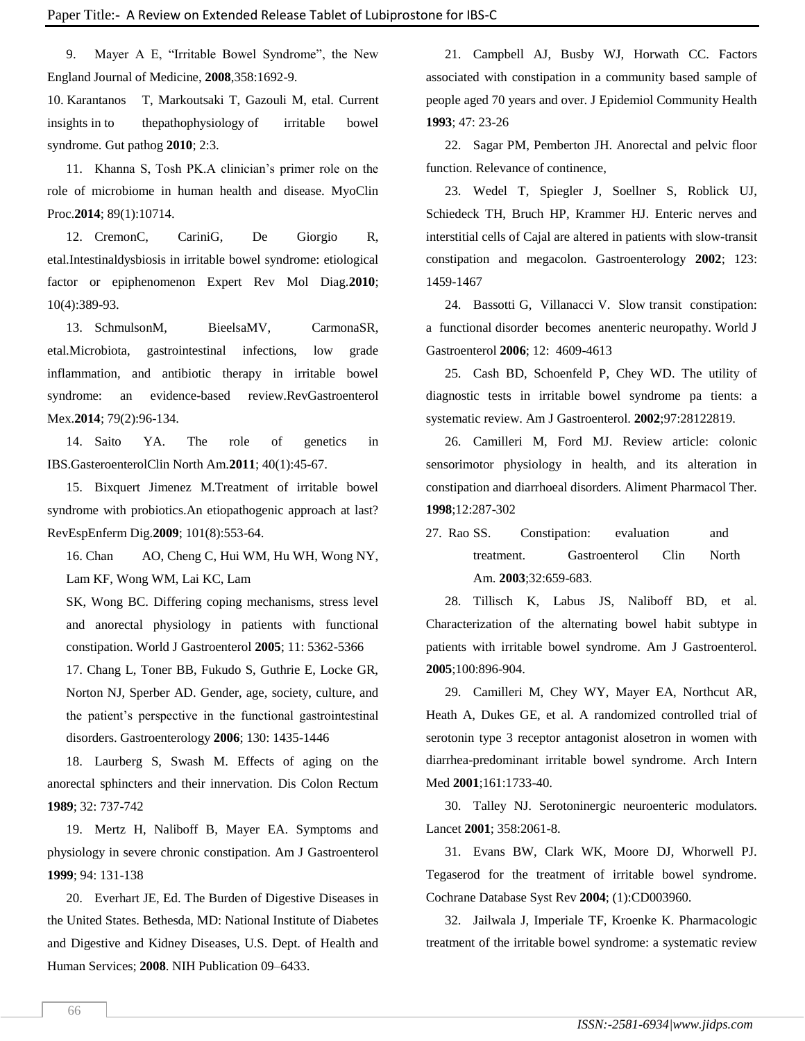9. Mayer A E, "Irritable Bowel Syndrome", the New England Journal of Medicine, **2008**,358:1692-9.

10. Karantanos T, Markoutsaki T, Gazouli M, etal. Current insights in to thepathophysiology of irritable bowel syndrome. Gut pathog **2010**; 2:3.

11. Khanna S, Tosh PK.A clinician's primer role on the role of microbiome in human health and disease. MyoClin Proc.**2014**; 89(1):10714.

12. CremonC, CariniG, De Giorgio R, etal.Intestinaldysbiosis in irritable bowel syndrome: etiological factor or epiphenomenon Expert Rev Mol Diag.**2010**; 10(4):389-93.

13. SchmulsonM, BieelsaMV, CarmonaSR, etal.Microbiota, gastrointestinal infections, low grade inflammation, and antibiotic therapy in irritable bowel syndrome: an evidence-based review.RevGastroenterol Mex.**2014**; 79(2):96-134.

14. Saito YA. The role of genetics in IBS.GasteroenterolClin North Am.**2011**; 40(1):45-67.

15. Bixquert Jimenez M.Treatment of irritable bowel syndrome with probiotics.An etiopathogenic approach at last? RevEspEnferm Dig.**2009**; 101(8):553-64.

16. Chan AO, Cheng C, Hui WM, Hu WH, Wong NY, Lam KF, Wong WM, Lai KC, Lam SK, Wong BC. Differing coping mechanisms, stress level and anorectal physiology in patients with functional constipation. World J Gastroenterol **2005**; 11: 5362-5366

17. Chang L, Toner BB, Fukudo S, Guthrie E, Locke GR, Norton NJ, Sperber AD. Gender, age, society, culture, and the patient's perspective in the functional gastrointestinal disorders. Gastroenterology **2006**; 130: 1435-1446

18. Laurberg S, Swash M. Effects of aging on the anorectal sphincters and their innervation. Dis Colon Rectum **1989**; 32: 737-742

19. Mertz H, Naliboff B, Mayer EA. Symptoms and physiology in severe chronic constipation. Am J Gastroenterol **1999**; 94: 131-138

20. Everhart JE, Ed. The Burden of Digestive Diseases in the United States. Bethesda, MD: National Institute of Diabetes and Digestive and Kidney Diseases, U.S. Dept. of Health and Human Services; **2008**. NIH Publication 09–6433.

21. Campbell AJ, Busby WJ, Horwath CC. Factors associated with constipation in a community based sample of people aged 70 years and over. J Epidemiol Community Health **1993**; 47: 23-26

22. Sagar PM, Pemberton JH. Anorectal and pelvic floor function. Relevance of continence,

23. Wedel T, Spiegler J, Soellner S, Roblick UJ, Schiedeck TH, Bruch HP, Krammer HJ. Enteric nerves and interstitial cells of Cajal are altered in patients with slow-transit constipation and megacolon. Gastroenterology **2002**; 123: 1459-1467

24. Bassotti G, Villanacci V. Slow transit constipation: a functional disorder becomes anenteric neuropathy. World J Gastroenterol **2006**; 12: 4609-4613

25. Cash BD, Schoenfeld P, Chey WD. The utility of diagnostic tests in irritable bowel syndrome pa tients: a systematic review. Am J Gastroenterol. **2002**;97:28122819.

26. Camilleri M, Ford MJ. Review article: colonic sensorimotor physiology in health, and its alteration in constipation and diarrhoeal disorders. Aliment Pharmacol Ther. **1998**;12:287-302

27. Rao SS. Constipation: evaluation and treatment. Gastroenterol Clin North Am. **2003**;32:659-683.

28. Tillisch K, Labus JS, Naliboff BD, et al. Characterization of the alternating bowel habit subtype in patients with irritable bowel syndrome. Am J Gastroenterol. **2005**;100:896-904.

29. Camilleri M, Chey WY, Mayer EA, Northcut AR, Heath A, Dukes GE, et al. A randomized controlled trial of serotonin type 3 receptor antagonist alosetron in women with diarrhea-predominant irritable bowel syndrome. Arch Intern Med **2001**;161:1733-40.

30. Talley NJ. Serotoninergic neuroenteric modulators. Lancet **2001**; 358:2061-8.

31. Evans BW, Clark WK, Moore DJ, Whorwell PJ. Tegaserod for the treatment of irritable bowel syndrome. Cochrane Database Syst Rev **2004**; (1):CD003960.

32. Jailwala J, Imperiale TF, Kroenke K. Pharmacologic treatment of the irritable bowel syndrome: a systematic review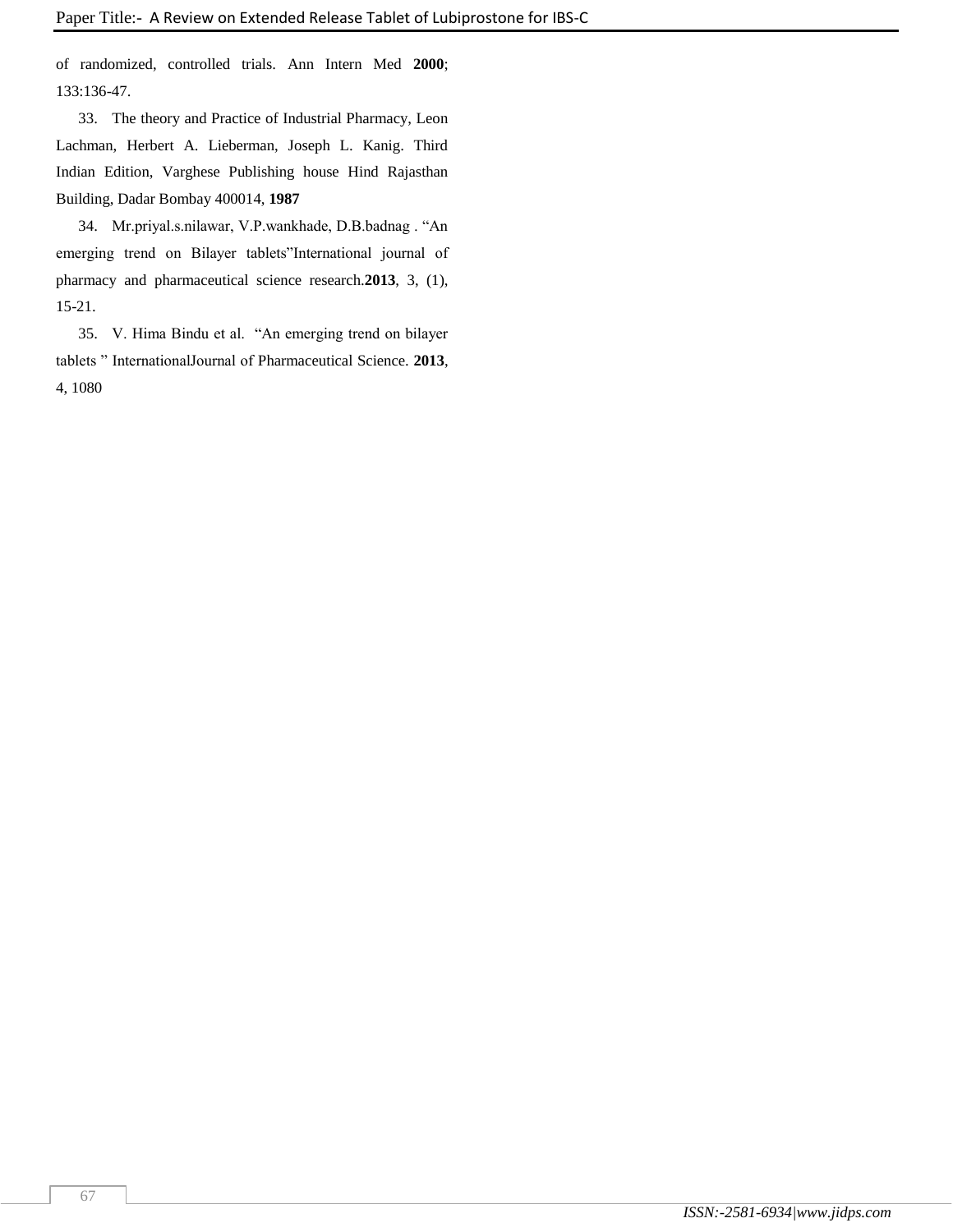of randomized, controlled trials. Ann Intern Med **2000**; 133:136-47.

33. The theory and Practice of Industrial Pharmacy, Leon Lachman, Herbert A. Lieberman, Joseph L. Kanig. Third Indian Edition, Varghese Publishing house Hind Rajasthan Building, Dadar Bombay 400014, **1987**

34. Mr.priyal.s.nilawar, V.P.wankhade, D.B.badnag . "An emerging trend on Bilayer tablets"International journal of pharmacy and pharmaceutical science research.**2013**, 3, (1), 15-21.

35. V. Hima Bindu et al. "An emerging trend on bilayer tablets " InternationalJournal of Pharmaceutical Science. **2013**, 4, 1080